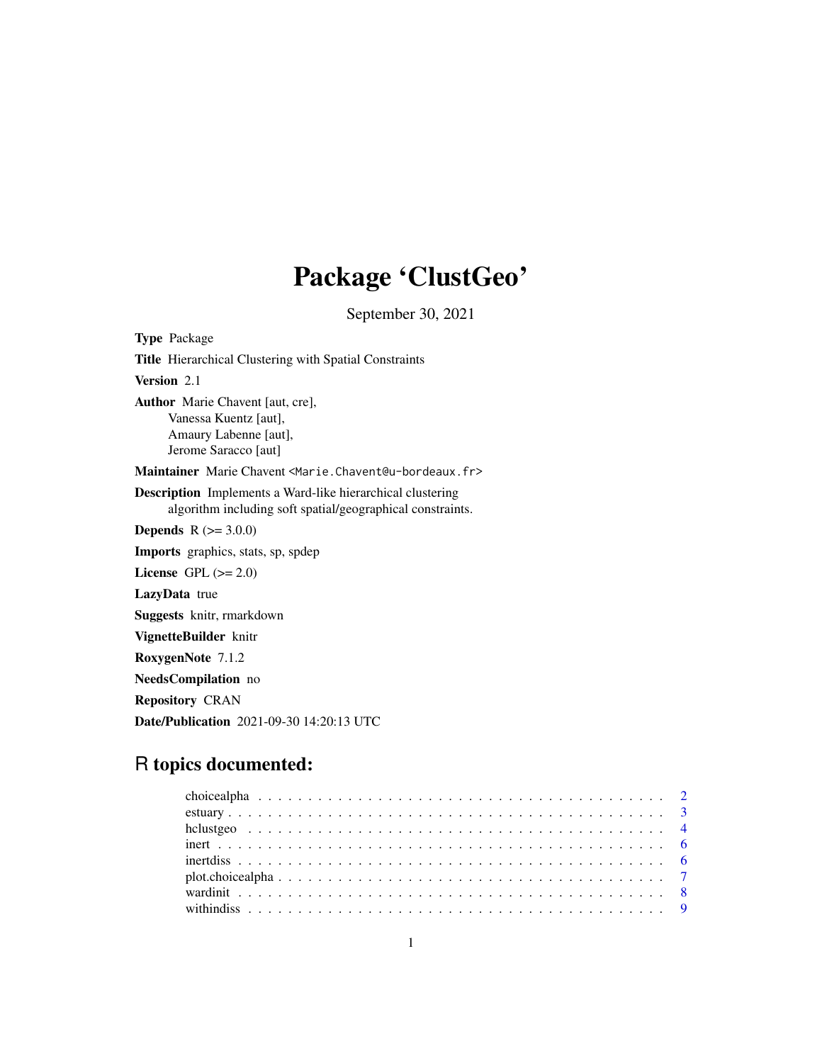# Package 'ClustGeo'

September 30, 2021

**Type** Package

**Title** Hierarchical Clustering with Spatial Constraints

**Version** 2.1

**Author** Marie Chavent [aut, cre],
Vanessa Kuentz [aut],
Amaury Labenne [aut],
Jerome Saracco [aut]

**Maintainer** Marie Chavent <Marie.Chavent@u-bordeaux.fr>

**Description** Implements a Ward-like hierarchical clustering
algorithm including soft spatial/geographical constraints.

**Depends** R (>= 3.0.0)

**Imports** graphics, stats, sp, spdep

**License** GPL (>= 2.0)

**LazyData** true

**Suggests** knitr, rmarkdown

**VignetteBuilder** knitr

**RoxygenNote** 7.1.2

**NeedsCompilation** no

**Repository** CRAN

**Date/Publication** 2021-09-30 14:20:13 UTC

## R topics documented:

- choicealpha . . . . . . . . . . . . . . . . . . . . . . . . . . . . . . . . . . . . . . . . 2
- estuary . . . . . . . . . . . . . . . . . . . . . . . . . . . . . . . . . . . . . . . . . . . 3
- hclustgeo . . . . . . . . . . . . . . . . . . . . . . . . . . . . . . . . . . . . . . . . . 4
- inert . . . . . . . . . . . . . . . . . . . . . . . . . . . . . . . . . . . . . . . . . . . . 6
- inertdiss . . . . . . . . . . . . . . . . . . . . . . . . . . . . . . . . . . . . . . . . . . 6
- plot.choicealpha . . . . . . . . . . . . . . . . . . . . . . . . . . . . . . . . . . . . . 7
- wardinit . . . . . . . . . . . . . . . . . . . . . . . . . . . . . . . . . . . . . . . . . . 8
- withindiss . . . . . . . . . . . . . . . . . . . . . . . . . . . . . . . . . . . . . . . . . 9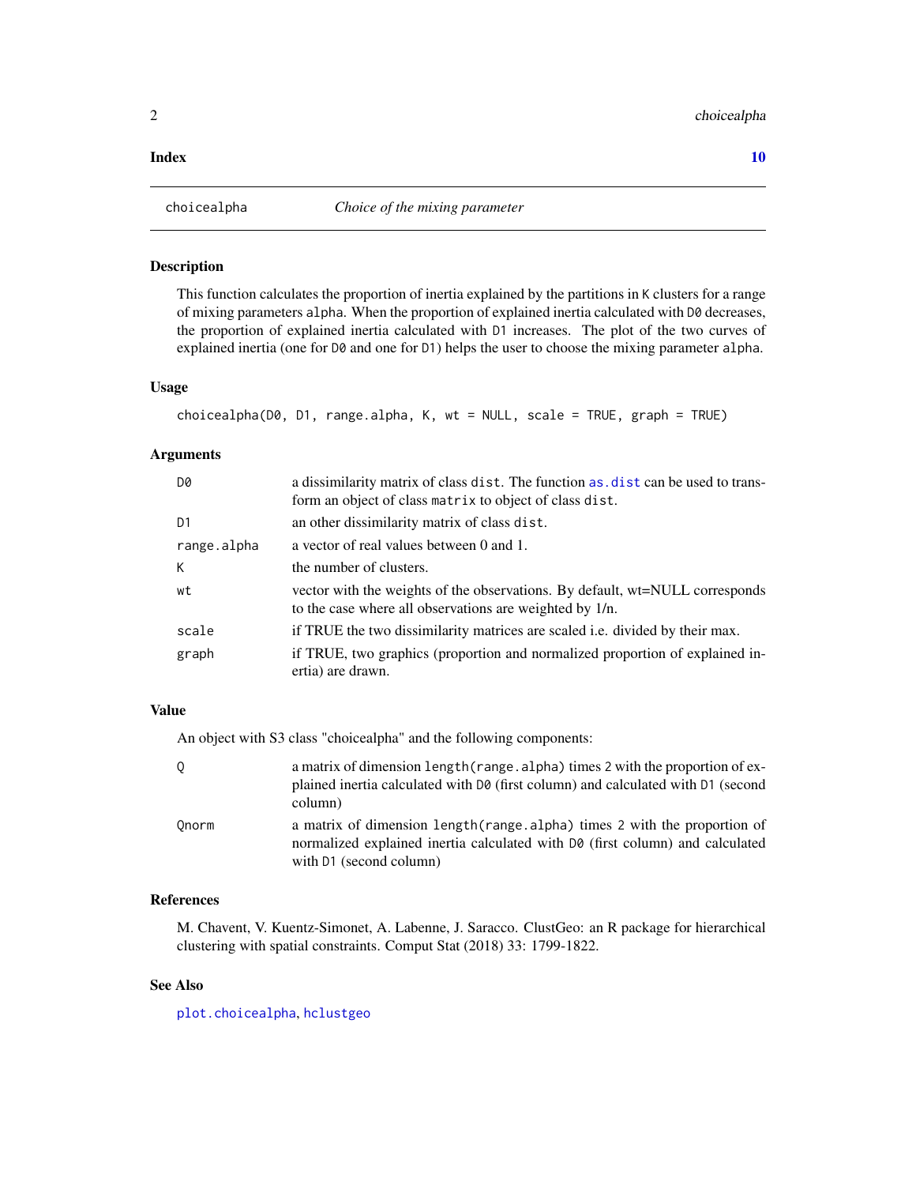**Index** **10**

---

`choicealpha` *Choice of the mixing parameter*

---

## Description

This function calculates the proportion of inertia explained by the partitions in `K` clusters for a range of mixing parameters `alpha`. When the proportion of explained inertia calculated with `D0` decreases, the proportion of explained inertia calculated with `D1` increases. The plot of the two curves of explained inertia (one for `D0` and one for `D1`) helps the user to choose the mixing parameter `alpha`.

## Usage

```
choicealpha(D0, D1, range.alpha, K, wt = NULL, scale = TRUE, graph = TRUE)
```

## Arguments

| | |
|---|---|
| `D0` | a dissimilarity matrix of class `dist`. The function `as.dist` can be used to transform an object of class `matrix` to object of class `dist`. |
| `D1` | an other dissimilarity matrix of class `dist`. |
| `range.alpha` | a vector of real values between 0 and 1. |
| `K` | the number of clusters. |
| `wt` | vector with the weights of the observations. By default, wt=NULL corresponds to the case where all observations are weighted by 1/n. |
| `scale` | if TRUE the two dissimilarity matrices are scaled i.e. divided by their max. |
| `graph` | if TRUE, two graphics (proportion and normalized proportion of explained inertia) are drawn. |

## Value

An object with S3 class "choicealpha" and the following components:

| | |
|---|---|
| `Q` | a matrix of dimension `length(range.alpha)` times `2` with the proportion of explained inertia calculated with `D0` (first column) and calculated with `D1` (second column) |
| `Qnorm` | a matrix of dimension `length(range.alpha)` times `2` with the proportion of normalized explained inertia calculated with `D0` (first column) and calculated with `D1` (second column) |

## References

M. Chavent, V. Kuentz-Simonet, A. Labenne, J. Saracco. ClustGeo: an R package for hierarchical clustering with spatial constraints. Comput Stat (2018) 33: 1799-1822.

## See Also

`plot.choicealpha`, `hclustgeo`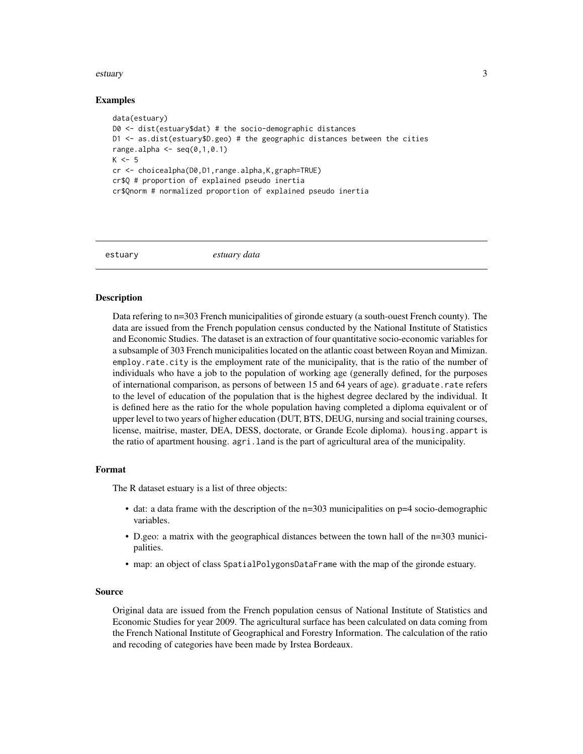## Examples

```
data(estuary)
D0 <- dist(estuary$dat) # the socio-demographic distances
D1 <- as.dist(estuary$D.geo) # the geographic distances between the cities
range.alpha <- seq(0,1,0.1)
K <- 5
cr <- choicealpha(D0,D1,range.alpha,K,graph=TRUE)
cr$Q # proportion of explained pseudo inertia
cr$Qnorm # normalized proportion of explained pseudo inertia
```

---

# estuary *estuary data*

---

## Description

Data refering to n=303 French municipalities of gironde estuary (a south-ouest French county). The data are issued from the French population census conducted by the National Institute of Statistics and Economic Studies. The dataset is an extraction of four quantitative socio-economic variables for a subsample of 303 French municipalities located on the atlantic coast between Royan and Mimizan. `employ.rate.city` is the employment rate of the municipality, that is the ratio of the number of individuals who have a job to the population of working age (generally defined, for the purposes of international comparison, as persons of between 15 and 64 years of age). `graduate.rate` refers to the level of education of the population that is the highest degree declared by the individual. It is defined here as the ratio for the whole population having completed a diploma equivalent or of upper level to two years of higher education (DUT, BTS, DEUG, nursing and social training courses, license, maitrise, master, DEA, DESS, doctorate, or Grande Ecole diploma). `housing.appart` is the ratio of apartment housing. `agri.land` is the part of agricultural area of the municipality.

## Format

The R dataset estuary is a list of three objects:

- dat: a data frame with the description of the n=303 municipalities on p=4 socio-demographic variables.
- D.geo: a matrix with the geographical distances between the town hall of the n=303 municipalities.
- map: an object of class `SpatialPolygonsDataFrame` with the map of the gironde estuary.

## Source

Original data are issued from the French population census of National Institute of Statistics and Economic Studies for year 2009. The agricultural surface has been calculated on data coming from the French National Institute of Geographical and Forestry Information. The calculation of the ratio and recoding of categories have been made by Irstea Bordeaux.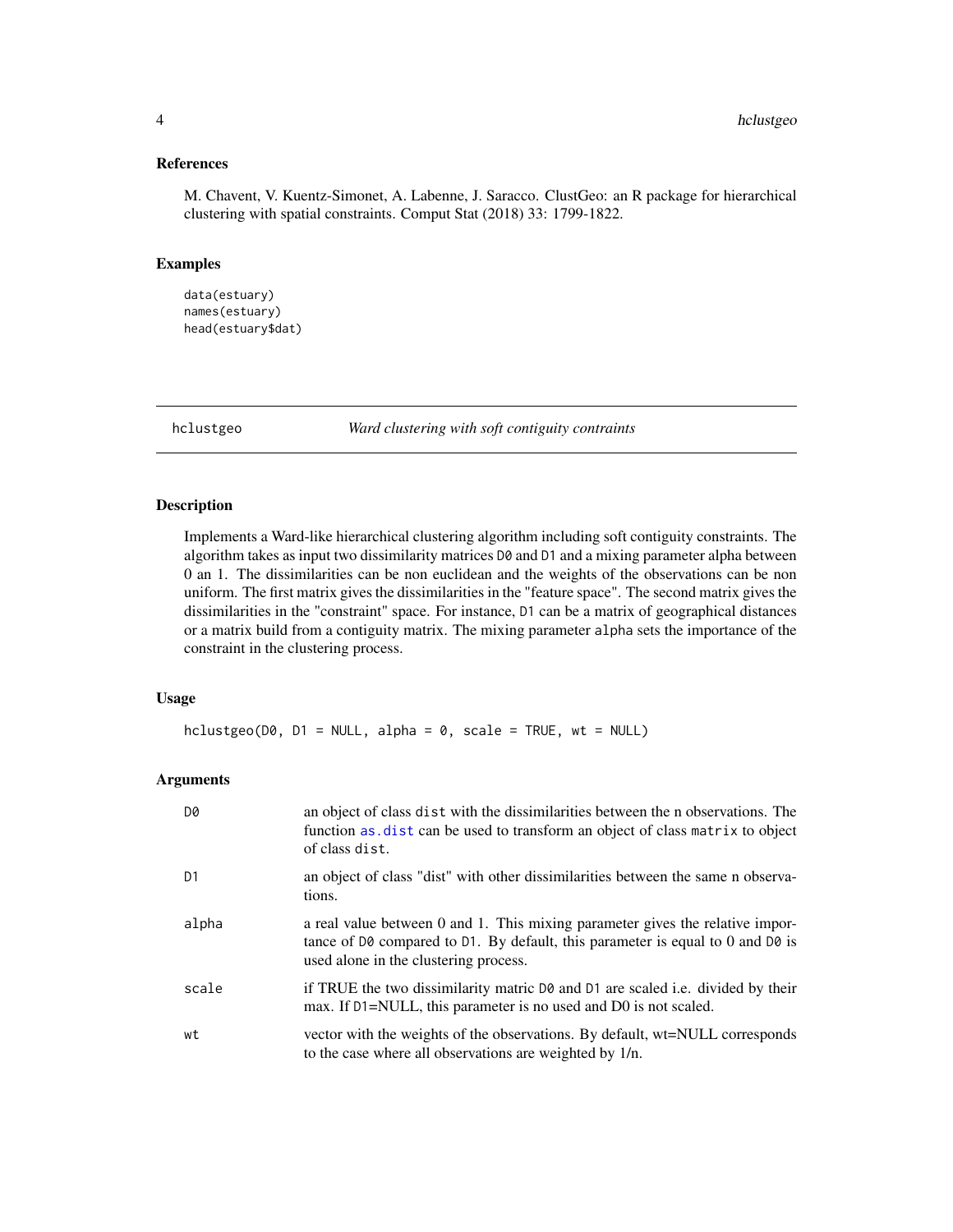### References

M. Chavent, V. Kuentz-Simonet, A. Labenne, J. Saracco. ClustGeo: an R package for hierarchical clustering with spatial constraints. Comput Stat (2018) 33: 1799-1822.

### Examples

```
data(estuary)
names(estuary)
head(estuary$dat)
```

---

## hclustgeo — *Ward clustering with soft contiguity contraints*

### Description

Implements a Ward-like hierarchical clustering algorithm including soft contiguity constraints. The algorithm takes as input two dissimilarity matrices D0 and D1 and a mixing parameter alpha between 0 an 1. The dissimilarities can be non euclidean and the weights of the observations can be non uniform. The first matrix gives the dissimilarities in the "feature space". The second matrix gives the dissimilarities in the "constraint" space. For instance, D1 can be a matrix of geographical distances or a matrix build from a contiguity matrix. The mixing parameter alpha sets the importance of the constraint in the clustering process.

### Usage

```
hclustgeo(D0, D1 = NULL, alpha = 0, scale = TRUE, wt = NULL)
```

### Arguments

| | |
|---|---|
| D0 | an object of class dist with the dissimilarities between the n observations. The function as.dist can be used to transform an object of class matrix to object of class dist. |
| D1 | an object of class "dist" with other dissimilarities between the same n observations. |
| alpha | a real value between 0 and 1. This mixing parameter gives the relative importance of D0 compared to D1. By default, this parameter is equal to 0 and D0 is used alone in the clustering process. |
| scale | if TRUE the two dissimilarity matric D0 and D1 are scaled i.e. divided by their max. If D1=NULL, this parameter is no used and D0 is not scaled. |
| wt | vector with the weights of the observations. By default, wt=NULL corresponds to the case where all observations are weighted by 1/n. |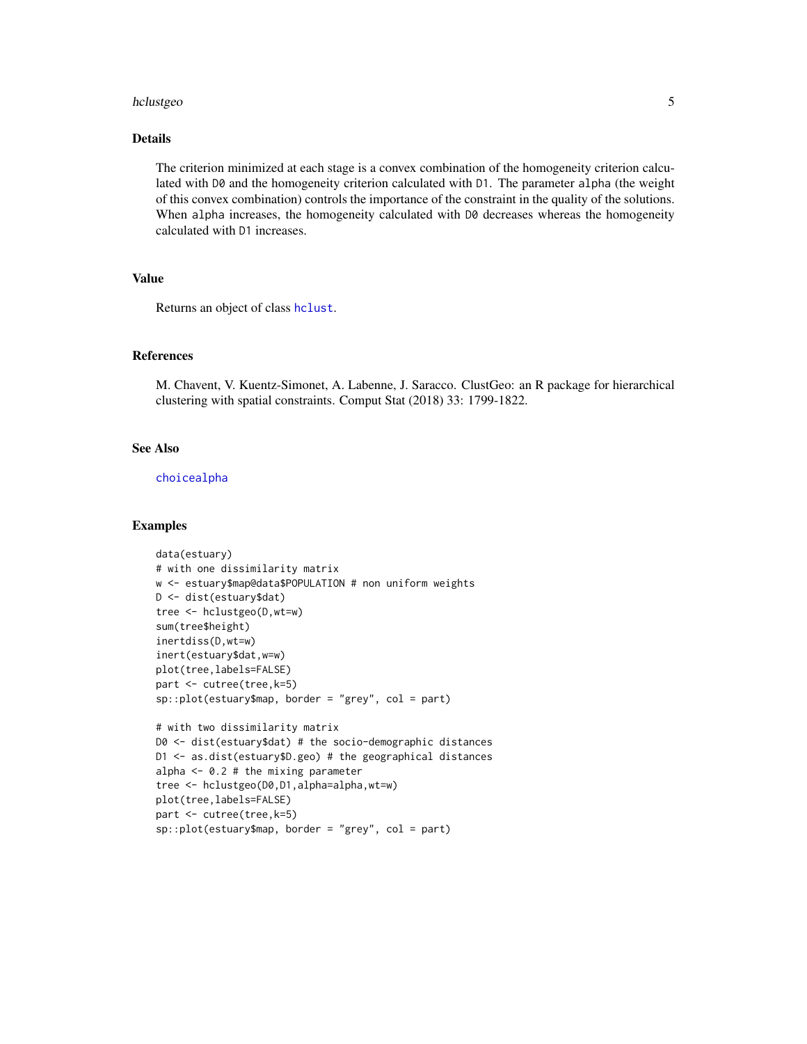## Details

The criterion minimized at each stage is a convex combination of the homogeneity criterion calculated with D0 and the homogeneity criterion calculated with D1. The parameter alpha (the weight of this convex combination) controls the importance of the constraint in the quality of the solutions. When alpha increases, the homogeneity calculated with D0 decreases whereas the homogeneity calculated with D1 increases.

## Value

Returns an object of class hclust.

## References

M. Chavent, V. Kuentz-Simonet, A. Labenne, J. Saracco. ClustGeo: an R package for hierarchical clustering with spatial constraints. Comput Stat (2018) 33: 1799-1822.

## See Also

choicealpha

## Examples

```
data(estuary)
# with one dissimilarity matrix
w <- estuary$map@data$POPULATION # non uniform weights
D <- dist(estuary$dat)
tree <- hclustgeo(D,wt=w)
sum(tree$height)
inertdiss(D,wt=w)
inert(estuary$dat,w=w)
plot(tree,labels=FALSE)
part <- cutree(tree,k=5)
sp::plot(estuary$map, border = "grey", col = part)

# with two dissimilarity matrix
D0 <- dist(estuary$dat) # the socio-demographic distances
D1 <- as.dist(estuary$D.geo) # the geographical distances
alpha <- 0.2 # the mixing parameter
tree <- hclustgeo(D0,D1,alpha=alpha,wt=w)
plot(tree,labels=FALSE)
part <- cutree(tree,k=5)
sp::plot(estuary$map, border = "grey", col = part)
```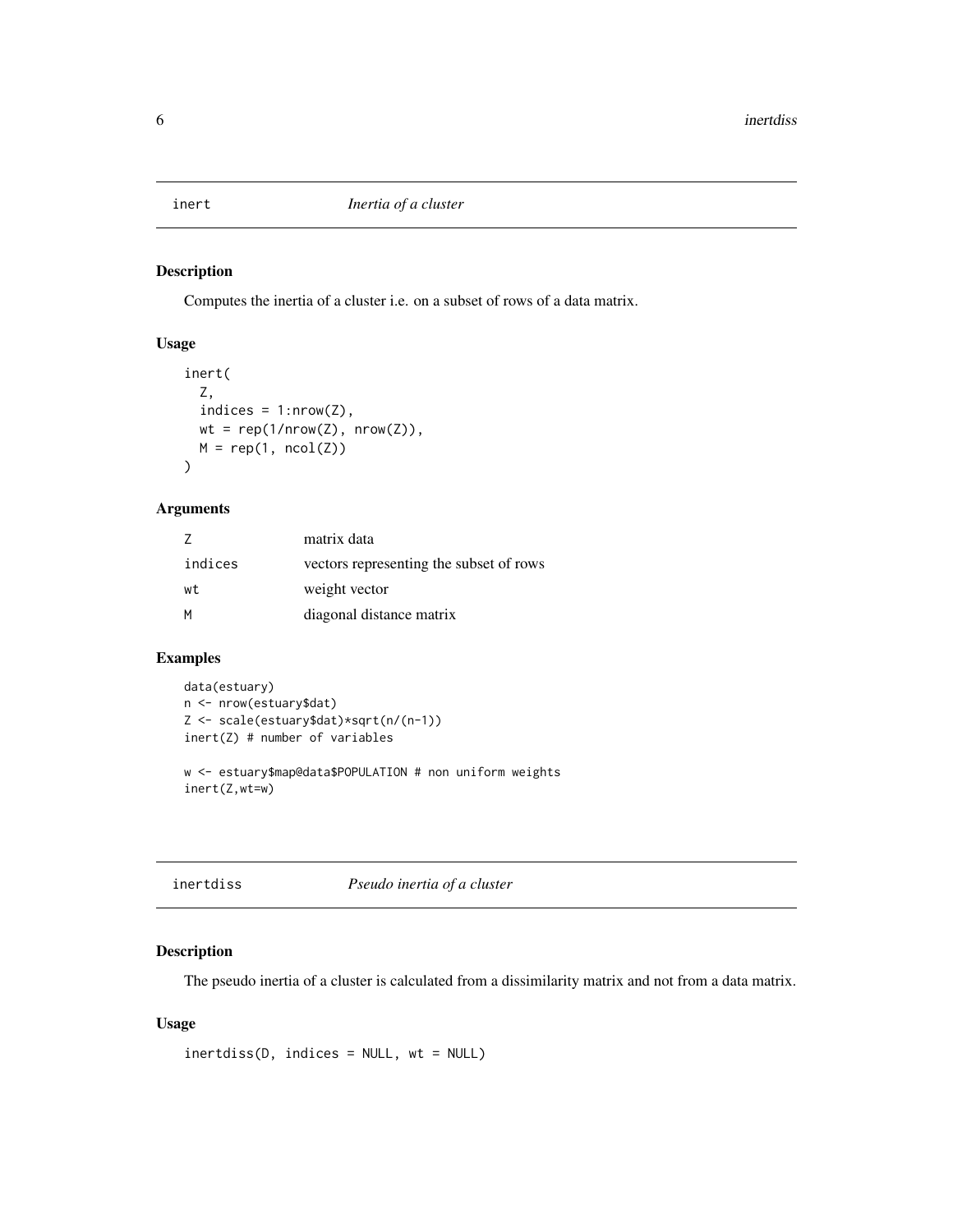## inert — *Inertia of a cluster*

### Description

Computes the inertia of a cluster i.e. on a subset of rows of a data matrix.

### Usage

```
inert(
  Z,
  indices = 1:nrow(Z),
  wt = rep(1/nrow(Z), nrow(Z)),
  M = rep(1, ncol(Z))
)
```

### Arguments

| | |
|---|---|
| Z | matrix data |
| indices | vectors representing the subset of rows |
| wt | weight vector |
| M | diagonal distance matrix |

### Examples

```
data(estuary)
n <- nrow(estuary$dat)
Z <- scale(estuary$dat)*sqrt(n/(n-1))
inert(Z) # number of variables

w <- estuary$map@data$POPULATION # non uniform weights
inert(Z,wt=w)
```

## inertdiss — *Pseudo inertia of a cluster*

### Description

The pseudo inertia of a cluster is calculated from a dissimilarity matrix and not from a data matrix.

### Usage

```
inertdiss(D, indices = NULL, wt = NULL)
```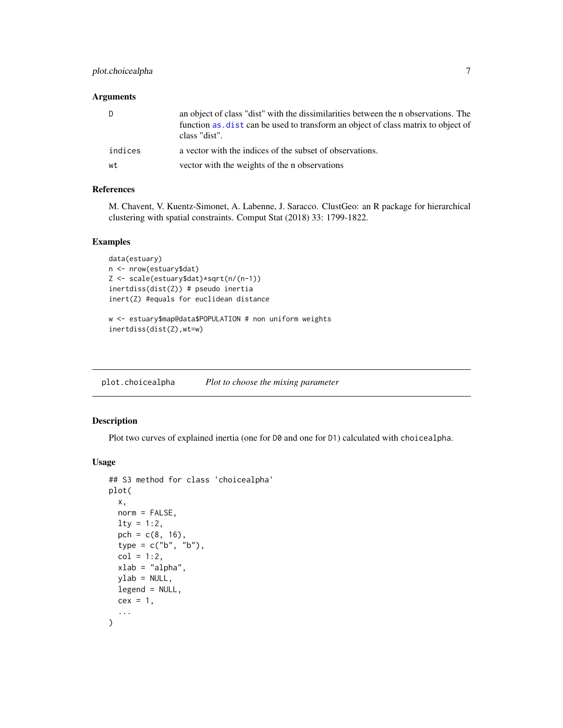### Arguments

| | |
|---|---|
| D | an object of class "dist" with the dissimilarities between the n observations. The function as.dist can be used to transform an object of class matrix to object of class "dist". |
| indices | a vector with the indices of the subset of observations. |
| wt | vector with the weights of the n observations |

### References

M. Chavent, V. Kuentz-Simonet, A. Labenne, J. Saracco. ClustGeo: an R package for hierarchical clustering with spatial constraints. Comput Stat (2018) 33: 1799-1822.

### Examples

```
data(estuary)
n <- nrow(estuary$dat)
Z <- scale(estuary$dat)*sqrt(n/(n-1))
inertdiss(dist(Z)) # pseudo inertia
inert(Z) #equals for euclidean distance

w <- estuary$map@data$POPULATION # non uniform weights
inertdiss(dist(Z),wt=w)
```

---

## plot.choicealpha    *Plot to choose the mixing parameter*

### Description

Plot two curves of explained inertia (one for D0 and one for D1) calculated with choicealpha.

### Usage

```
## S3 method for class 'choicealpha'
plot(
  x,
  norm = FALSE,
  lty = 1:2,
  pch = c(8, 16),
  type = c("b", "b"),
  col = 1:2,
  xlab = "alpha",
  ylab = NULL,
  legend = NULL,
  cex = 1,
  ...
)
```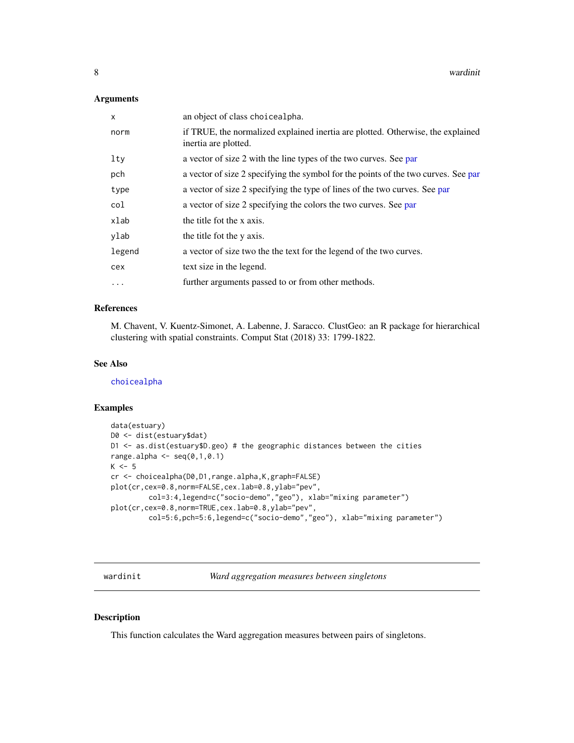### Arguments

| | |
|---|---|
| `x` | an object of class `choicealpha`. |
| `norm` | if TRUE, the normalized explained inertia are plotted. Otherwise, the explained inertia are plotted. |
| `lty` | a vector of size 2 with the line types of the two curves. See par |
| `pch` | a vector of size 2 specifying the symbol for the points of the two curves. See par |
| `type` | a vector of size 2 specifying the type of lines of the two curves. See par |
| `col` | a vector of size 2 specifying the colors the two curves. See par |
| `xlab` | the title fot the x axis. |
| `ylab` | the title fot the y axis. |
| `legend` | a vector of size two the the text for the legend of the two curves. |
| `cex` | text size in the legend. |
| `...` | further arguments passed to or from other methods. |

### References

M. Chavent, V. Kuentz-Simonet, A. Labenne, J. Saracco. ClustGeo: an R package for hierarchical clustering with spatial constraints. Comput Stat (2018) 33: 1799-1822.

### See Also

`choicealpha`

### Examples

```
data(estuary)
D0 <- dist(estuary$dat)
D1 <- as.dist(estuary$D.geo) # the geographic distances between the cities
range.alpha <- seq(0,1,0.1)
K <- 5
cr <- choicealpha(D0,D1,range.alpha,K,graph=FALSE)
plot(cr,cex=0.8,norm=FALSE,cex.lab=0.8,ylab="pev",
        col=3:4,legend=c("socio-demo","geo"), xlab="mixing parameter")
plot(cr,cex=0.8,norm=TRUE,cex.lab=0.8,ylab="pev",
        col=5:6,pch=5:6,legend=c("socio-demo","geo"), xlab="mixing parameter")
```

---

## `wardinit` — *Ward aggregation measures between singletons*

---

### Description

This function calculates the Ward aggregation measures between pairs of singletons.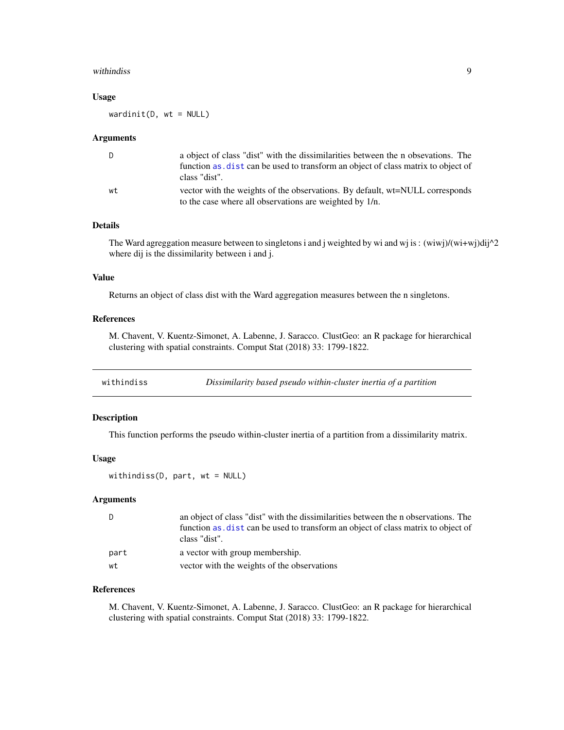### Usage

```
wardinit(D, wt = NULL)
```

### Arguments

| | |
|---|---|
| D | a object of class "dist" with the dissimilarities between the n obsevations. The function as.dist can be used to transform an object of class matrix to object of class "dist". |
| wt | vector with the weights of the observations. By default, wt=NULL corresponds to the case where all observations are weighted by 1/n. |

### Details

The Ward agreggation measure between to singletons i and j weighted by wi and wj is : (wiwj)/(wi+wj)dij^2 where dij is the dissimilarity between i and j.

### Value

Returns an object of class dist with the Ward aggregation measures between the n singletons.

### References

M. Chavent, V. Kuentz-Simonet, A. Labenne, J. Saracco. ClustGeo: an R package for hierarchical clustering with spatial constraints. Comput Stat (2018) 33: 1799-1822.

---

## withindiss — *Dissimilarity based pseudo within-cluster inertia of a partition*

### Description

This function performs the pseudo within-cluster inertia of a partition from a dissimilarity matrix.

### Usage

```
withindiss(D, part, wt = NULL)
```

### Arguments

| | |
|---|---|
| D | an object of class "dist" with the dissimilarities between the n observations. The function as.dist can be used to transform an object of class matrix to object of class "dist". |
| part | a vector with group membership. |
| wt | vector with the weights of the observations |

### References

M. Chavent, V. Kuentz-Simonet, A. Labenne, J. Saracco. ClustGeo: an R package for hierarchical clustering with spatial constraints. Comput Stat (2018) 33: 1799-1822.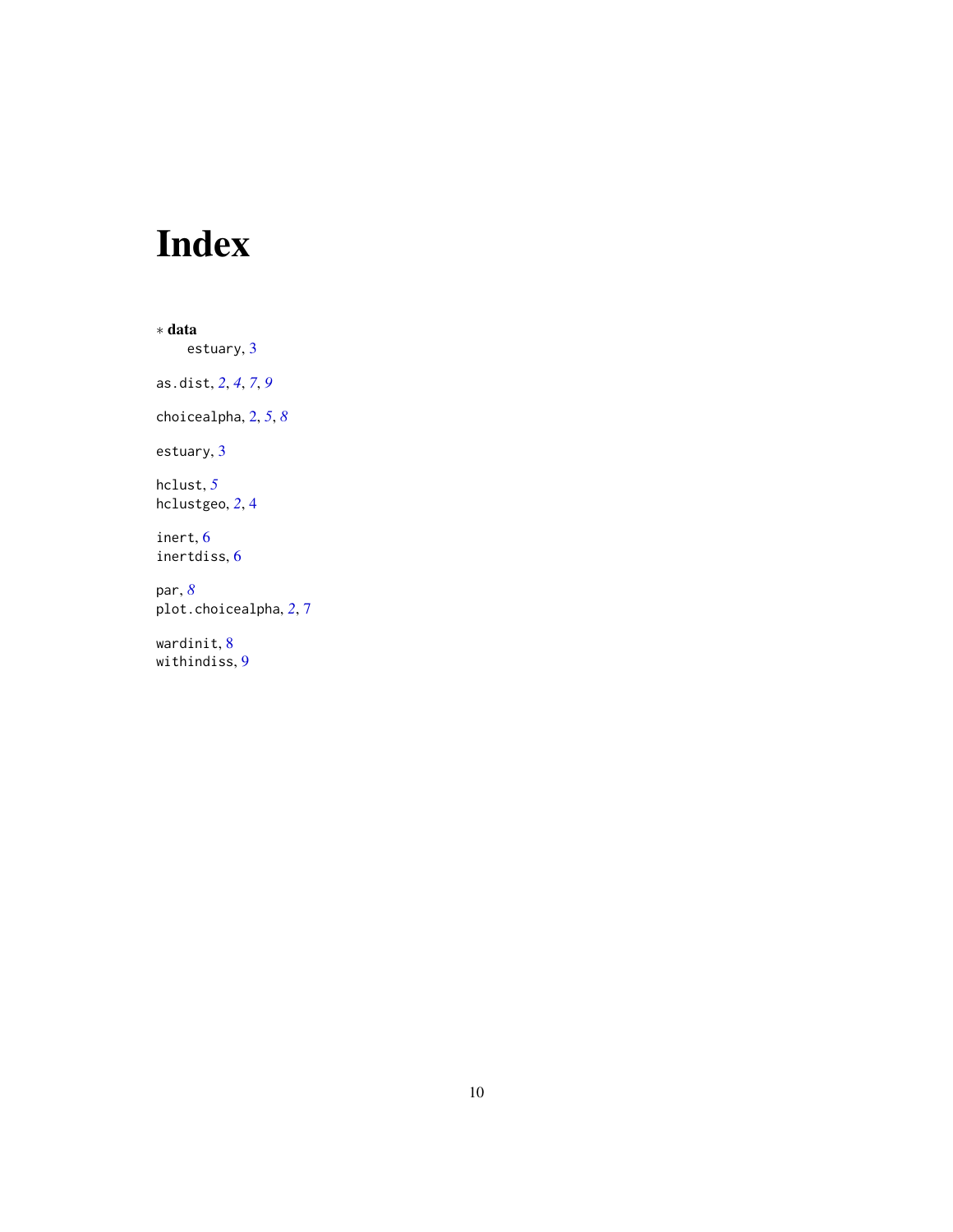# Index

∗ **data**

  estuary, 3

as.dist, *2*, *4*, *7*, *9*

choicealpha, 2, *5*, *8*

estuary, 3

hclust, *5*

hclustgeo, *2*, 4

inert, 6

inertdiss, 6

par, *8*

plot.choicealpha, *2*, 7

wardinit, 8

withindiss, 9